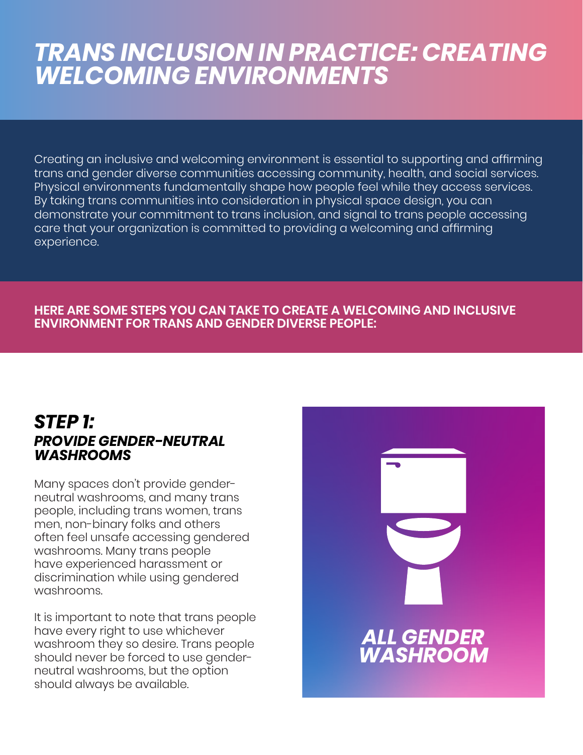# TRANS INCLUSION IN PRACTICE: CREATING WELCOMING ENVIRONMENTS

Creating an inclusive and welcoming environment is essential to supporting and affirming trans and gender diverse communities accessing community, health, and social services. Physical environments fundamentally shape how people feel while they access services. By taking trans communities into consideration in physical space design, you can demonstrate your commitment to trans inclusion, and signal to trans people accessing care that your organization is committed to providing a welcoming and affirming experience.

**HERE ARE SOME STEPS YOU CAN TAKE TO CREATE A WELCOMING AND INCLUSIVE ENVIRONMENT FOR TRANS AND GENDER DIVERSE PEOPLE:**

## *STEP 1:*
### *PROVIDE GENDER-NEUTRAL WASHROOMS*

Many spaces don't provide gender-neutral washrooms, and many trans people, including trans women, trans men, non-binary folks and others often feel unsafe accessing gendered washrooms. Many trans people have experienced harassment or discrimination while using gendered washrooms.

It is important to note that trans people have every right to use whichever washroom they so desire. Trans people should never be forced to use gender-neutral washrooms, but the option should always be available.

***ALL GENDER WASHROOM***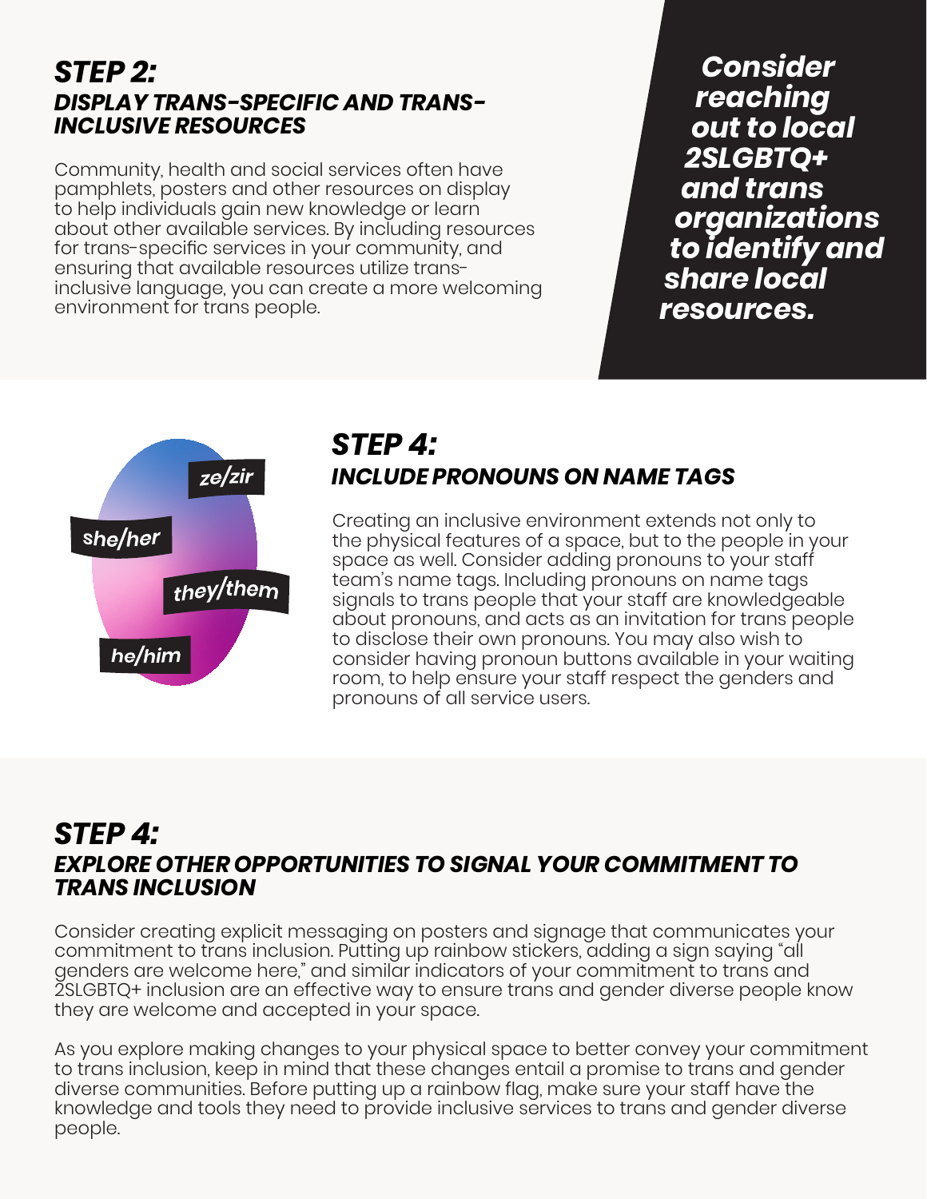## STEP 2: DISPLAY TRANS-SPECIFIC AND TRANS-INCLUSIVE RESOURCES

Community, health and social services often have pamphlets, posters and other resources on display to help individuals gain new knowledge or learn about other available services. By including resources for trans-specific services in your community, and ensuring that available resources utilize trans-inclusive language, you can create a more welcoming environment for trans people.

***Consider reaching out to local 2SLGBTQ+ and trans organizations to identify and share local resources.***

ze/zir

she/her

they/them

he/him

## STEP 4: INCLUDE PRONOUNS ON NAME TAGS

Creating an inclusive environment extends not only to the physical features of a space, but to the people in your space as well. Consider adding pronouns to your staff team's name tags. Including pronouns on name tags signals to trans people that your staff are knowledgeable about pronouns, and acts as an invitation for trans people to disclose their own pronouns. You may also wish to consider having pronoun buttons available in your waiting room, to help ensure your staff respect the genders and pronouns of all service users.

## STEP 4: EXPLORE OTHER OPPORTUNITIES TO SIGNAL YOUR COMMITMENT TO TRANS INCLUSION

Consider creating explicit messaging on posters and signage that communicates your commitment to trans inclusion. Putting up rainbow stickers, adding a sign saying "all genders are welcome here," and similar indicators of your commitment to trans and 2SLGBTQ+ inclusion are an effective way to ensure trans and gender diverse people know they are welcome and accepted in your space.

As you explore making changes to your physical space to better convey your commitment to trans inclusion, keep in mind that these changes entail a promise to trans and gender diverse communities. Before putting up a rainbow flag, make sure your staff have the knowledge and tools they need to provide inclusive services to trans and gender diverse people.